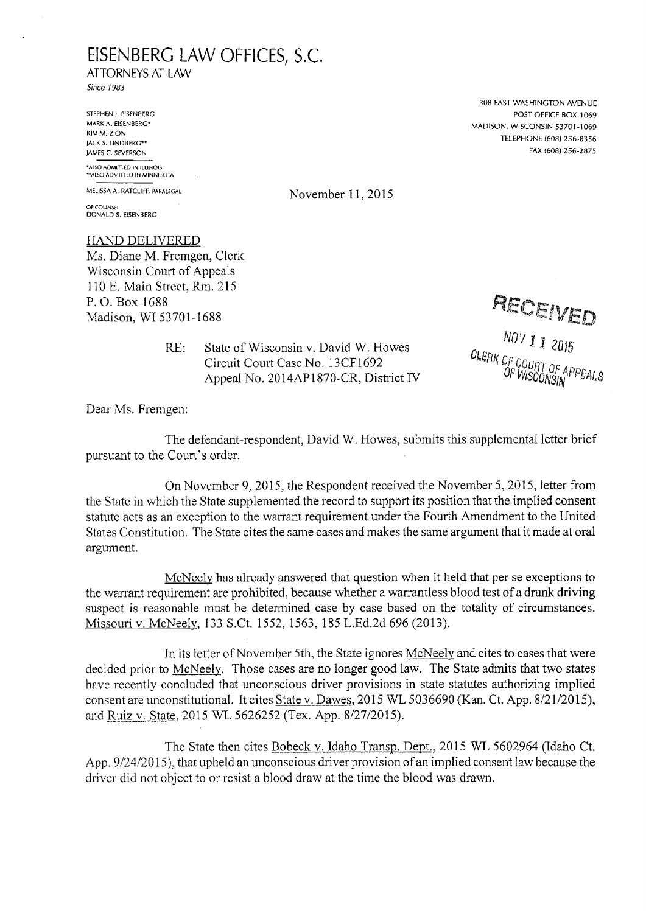# EISENBERG LAW OFFICES, S.C.

ATTORNEYS AT LAW

*Since 1983*

STEPHEN J. EISENBERG
MARK A. EISENBERG*
KIM M. ZION
JACK S. LINDBERG**
JAMES C. SEVERSON

*ALSO ADMITTED IN ILLINOIS
**ALSO ADMITTED IN MINNESOTA

MELISSA A. RATCLIFF, PARALEGAL

OF COUNSEL
DONALD S. EISENBERG

308 EAST WASHINGTON AVENUE
POST OFFICE BOX 1069
MADISON, WISCONSIN 53701-1069
TELEPHONE (608) 256-8356
FAX (608) 256-2875

November 11, 2015

HAND DELIVERED
Ms. Diane M. Fremgen, Clerk
Wisconsin Court of Appeals
110 E. Main Street, Rm. 215
P. O. Box 1688
Madison, WI 53701-1688

RECEIVED
NOV 11 2015
CLERK OF COURT OF APPEALS
OF WISCONSIN

RE: State of Wisconsin v. David W. Howes
Circuit Court Case No. 13CF1692
Appeal No. 2014AP1870-CR, District IV

Dear Ms. Fremgen:

The defendant-respondent, David W. Howes, submits this supplemental letter brief pursuant to the Court's order.

On November 9, 2015, the Respondent received the November 5, 2015, letter from the State in which the State supplemented the record to support its position that the implied consent statute acts as an exception to the warrant requirement under the Fourth Amendment to the United States Constitution. The State cites the same cases and makes the same argument that it made at oral argument.

McNeely has already answered that question when it held that per se exceptions to the warrant requirement are prohibited, because whether a warrantless blood test of a drunk driving suspect is reasonable must be determined case by case based on the totality of circumstances. Missouri v. McNeely, 133 S.Ct. 1552, 1563, 185 L.Ed.2d 696 (2013).

In its letter of November 5th, the State ignores McNeely and cites to cases that were decided prior to McNeely. Those cases are no longer good law. The State admits that two states have recently concluded that unconscious driver provisions in state statutes authorizing implied consent are unconstitutional. It cites State v. Dawes, 2015 WL 5036690 (Kan. Ct. App. 8/21/2015), and Ruiz v. State, 2015 WL 5626252 (Tex. App. 8/27/2015).

The State then cites Bobeck v. Idaho Transp. Dept., 2015 WL 5602964 (Idaho Ct. App. 9/24/2015), that upheld an unconscious driver provision of an implied consent law because the driver did not object to or resist a blood draw at the time the blood was drawn.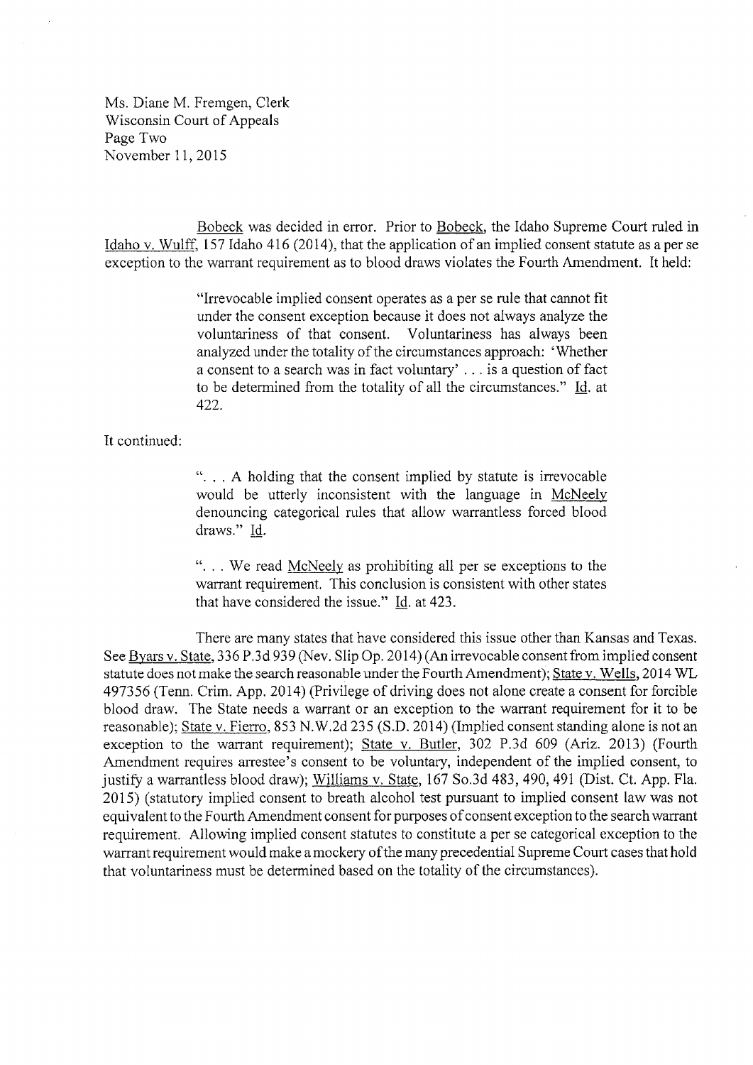Bobeck was decided in error. Prior to Bobeck, the Idaho Supreme Court ruled in Idaho v. Wulff, 157 Idaho 416 (2014), that the application of an implied consent statute as a per se exception to the warrant requirement as to blood draws violates the Fourth Amendment. It held:

> "Irrevocable implied consent operates as a per se rule that cannot fit under the consent exception because it does not always analyze the voluntariness of that consent. Voluntariness has always been analyzed under the totality of the circumstances approach: 'Whether a consent to a search was in fact voluntary' . . . is a question of fact to be determined from the totality of all the circumstances." Id. at 422.

It continued:

> ". . . A holding that the consent implied by statute is irrevocable would be utterly inconsistent with the language in McNeely denouncing categorical rules that allow warrantless forced blood draws." Id.
>
> ". . . We read McNeely as prohibiting all per se exceptions to the warrant requirement. This conclusion is consistent with other states that have considered the issue." Id. at 423.

There are many states that have considered this issue other than Kansas and Texas. See Byars v. State, 336 P.3d 939 (Nev. Slip Op. 2014) (An irrevocable consent from implied consent statute does not make the search reasonable under the Fourth Amendment); State v. Wells, 2014 WL 497356 (Tenn. Crim. App. 2014) (Privilege of driving does not alone create a consent for forcible blood draw. The State needs a warrant or an exception to the warrant requirement for it to be reasonable); State v. Fierro, 853 N.W.2d 235 (S.D. 2014) (Implied consent standing alone is not an exception to the warrant requirement); State v. Butler, 302 P.3d 609 (Ariz. 2013) (Fourth Amendment requires arrestee's consent to be voluntary, independent of the implied consent, to justify a warrantless blood draw); Williams v. State, 167 So.3d 483, 490, 491 (Dist. Ct. App. Fla. 2015) (statutory implied consent to breath alcohol test pursuant to implied consent law was not equivalent to the Fourth Amendment consent for purposes of consent exception to the search warrant requirement. Allowing implied consent statutes to constitute a per se categorical exception to the warrant requirement would make a mockery of the many precedential Supreme Court cases that hold that voluntariness must be determined based on the totality of the circumstances).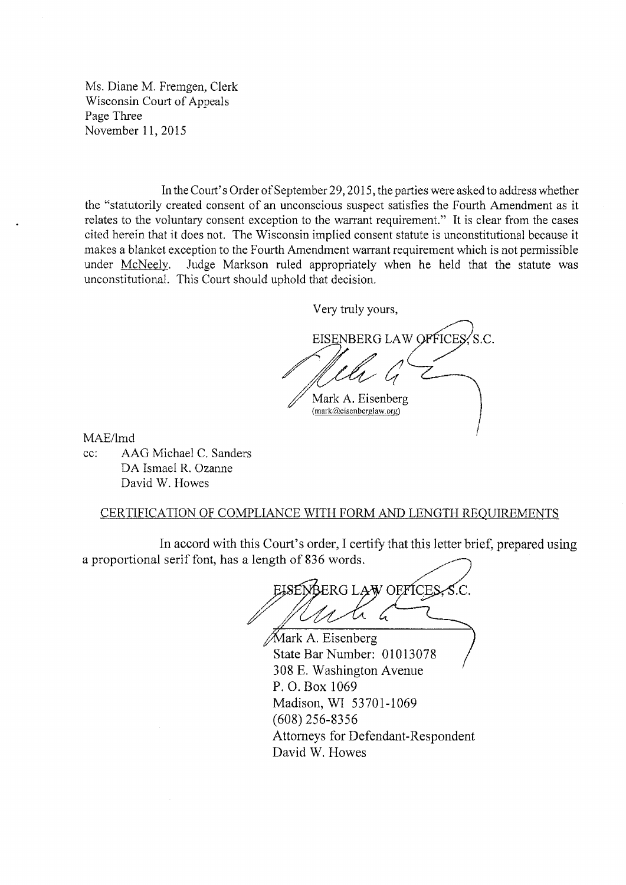Ms. Diane M. Fremgen, Clerk
Wisconsin Court of Appeals
Page Three
November 11, 2015

In the Court's Order of September 29, 2015, the parties were asked to address whether the "statutorily created consent of an unconscious suspect satisfies the Fourth Amendment as it relates to the voluntary consent exception to the warrant requirement." It is clear from the cases cited herein that it does not. The Wisconsin implied consent statute is unconstitutional because it makes a blanket exception to the Fourth Amendment warrant requirement which is not permissible under McNeely. Judge Markson ruled appropriately when he held that the statute was unconstitutional. This Court should uphold that decision.

Very truly yours,

EISENBERG LAW OFFICES, S.C.

Mark A. Eisenberg
(mark@eisenberglaw.org)

MAE/lmd

cc: AAG Michael C. Sanders
DA Ismael R. Ozanne
David W. Howes

CERTIFICATION OF COMPLIANCE WITH FORM AND LENGTH REQUIREMENTS

In accord with this Court's order, I certify that this letter brief, prepared using a proportional serif font, has a length of 836 words.

EISENBERG LAW OFFICES, S.C.

Mark A. Eisenberg
State Bar Number: 01013078
308 E. Washington Avenue
P. O. Box 1069
Madison, WI 53701-1069
(608) 256-8356
Attorneys for Defendant-Respondent
David W. Howes